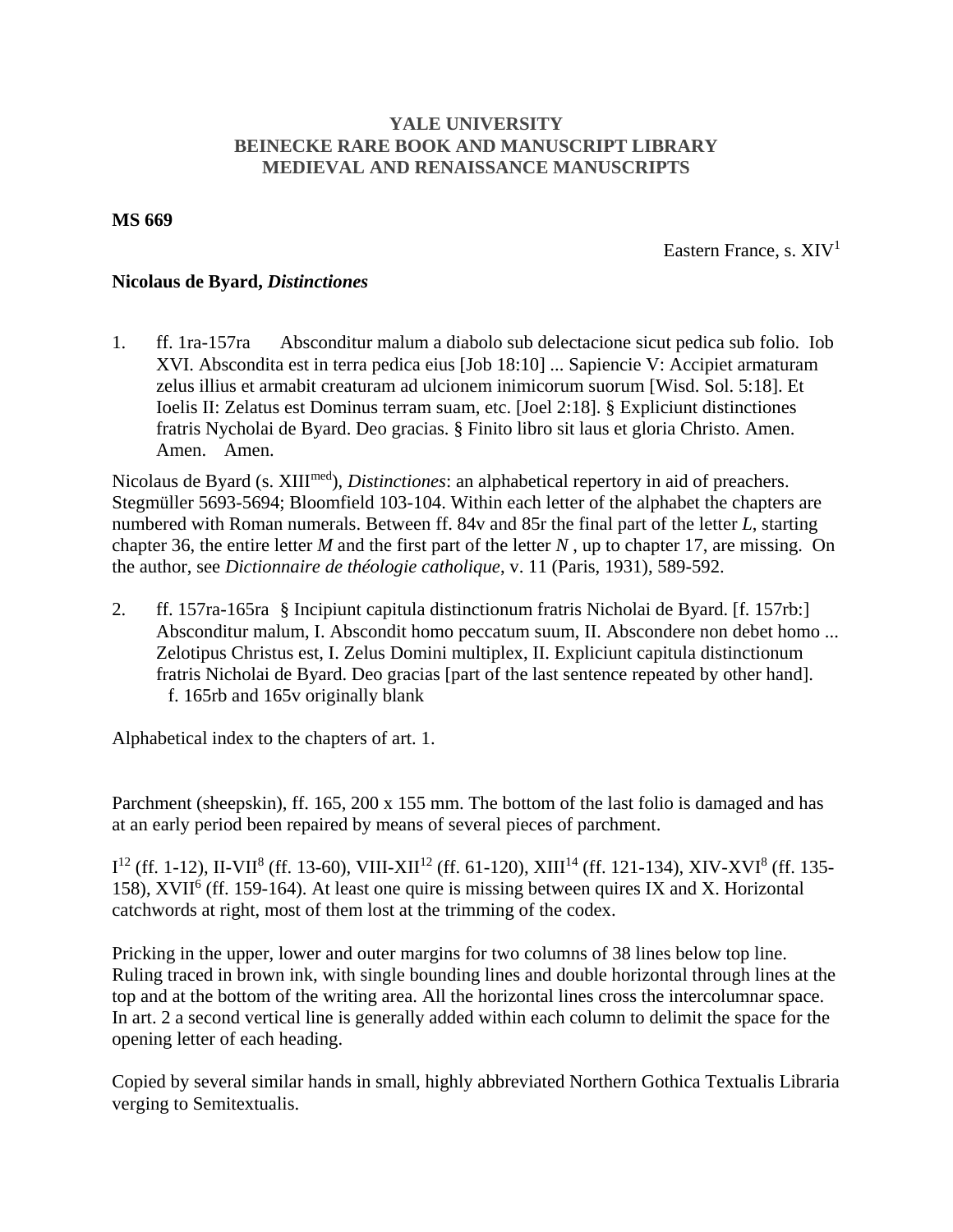**YALE UNIVERSITY**
**BEINECKE RARE BOOK AND MANUSCRIPT LIBRARY**
**MEDIEVAL AND RENAISSANCE MANUSCRIPTS**

**MS 669**

Eastern France, s. XIV[1]

**Nicolaus de Byard, *Distinctiones***

1. ff. 1ra-157ra Absconditur malum a diabolo sub delectacione sicut pedica sub folio. Iob XVI. Abscondita est in terra pedica eius [Job 18:10] ... Sapiencie V: Accipiet armaturam zelus illius et armabit creaturam ad ulcionem inimicorum suorum [Wisd. Sol. 5:18]. Et Ioelis II: Zelatus est Dominus terram suam, etc. [Joel 2:18]. § Expliciunt distinctiones fratris Nycholai de Byard. Deo gracias. § Finito libro sit laus et gloria Christo. Amen. Amen. Amen.

Nicolaus de Byard (s. XIII[med]), *Distinctiones*: an alphabetical repertory in aid of preachers. Stegmüller 5693-5694; Bloomfield 103-104. Within each letter of the alphabet the chapters are numbered with Roman numerals. Between ff. 84v and 85r the final part of the letter *L*, starting chapter 36, the entire letter *M* and the first part of the letter *N* , up to chapter 17, are missing. On the author, see *Dictionnaire de théologie catholique*, v. 11 (Paris, 1931), 589-592.

2. ff. 157ra-165ra § Incipiunt capitula distinctionum fratris Nicholai de Byard. [f. 157rb:] Absconditur malum, I. Abscondit homo peccatum suum, II. Abscondere non debet homo ... Zelotipus Christus est, I. Zelus Domini multiplex, II. Expliciunt capitula distinctionum fratris Nicholai de Byard. Deo gracias [part of the last sentence repeated by other hand].
   f. 165rb and 165v originally blank

Alphabetical index to the chapters of art. 1.

Parchment (sheepskin), ff. 165, 200 x 155 mm. The bottom of the last folio is damaged and has at an early period been repaired by means of several pieces of parchment.

I[12] (ff. 1-12), II-VII[8] (ff. 13-60), VIII-XII[12] (ff. 61-120), XIII[14] (ff. 121-134), XIV-XVI[8] (ff. 135-158), XVII[6] (ff. 159-164). At least one quire is missing between quires IX and X. Horizontal catchwords at right, most of them lost at the trimming of the codex.

Pricking in the upper, lower and outer margins for two columns of 38 lines below top line. Ruling traced in brown ink, with single bounding lines and double horizontal through lines at the top and at the bottom of the writing area. All the horizontal lines cross the intercolumnar space. In art. 2 a second vertical line is generally added within each column to delimit the space for the opening letter of each heading.

Copied by several similar hands in small, highly abbreviated Northern Gothica Textualis Libraria verging to Semitextualis.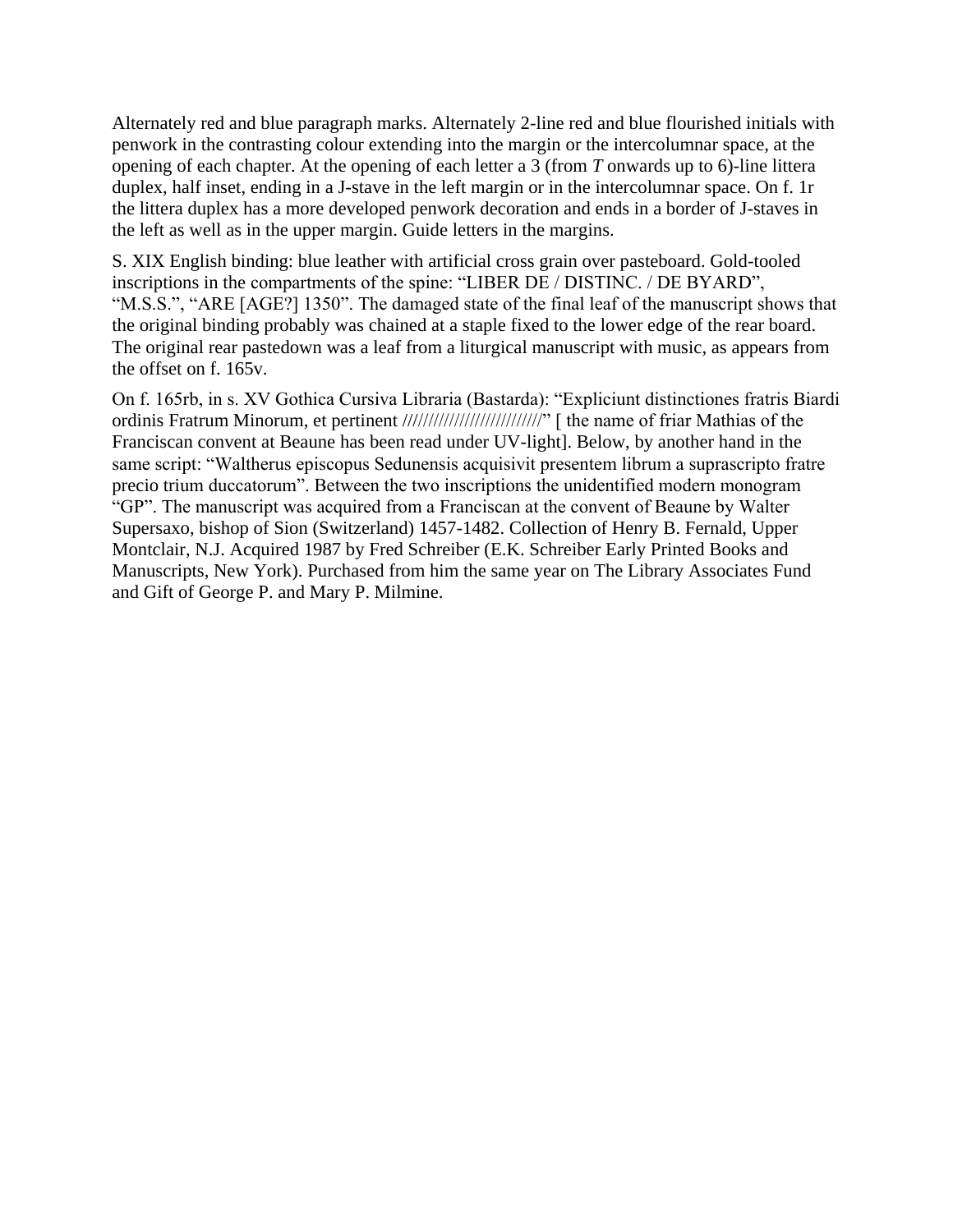Alternately red and blue paragraph marks. Alternately 2-line red and blue flourished initials with penwork in the contrasting colour extending into the margin or the intercolumnar space, at the opening of each chapter. At the opening of each letter a 3 (from *T* onwards up to 6)-line littera duplex, half inset, ending in a J-stave in the left margin or in the intercolumnar space. On f. 1r the littera duplex has a more developed penwork decoration and ends in a border of J-staves in the left as well as in the upper margin. Guide letters in the margins.

S. XIX English binding: blue leather with artificial cross grain over pasteboard. Gold-tooled inscriptions in the compartments of the spine: "LIBER DE / DISTINC. / DE BYARD", "M.S.S.", "ARE [AGE?] 1350". The damaged state of the final leaf of the manuscript shows that the original binding probably was chained at a staple fixed to the lower edge of the rear board. The original rear pastedown was a leaf from a liturgical manuscript with music, as appears from the offset on f. 165v.

On f. 165rb, in s. XV Gothica Cursiva Libraria (Bastarda): "Expliciunt distinctiones fratris Biardi ordinis Fratrum Minorum, et pertinent ///////////////////////////" [ the name of friar Mathias of the Franciscan convent at Beaune has been read under UV-light]. Below, by another hand in the same script: "Waltherus episcopus Sedunensis acquisivit presentem librum a suprascripto fratre precio trium duccatorum". Between the two inscriptions the unidentified modern monogram "GP". The manuscript was acquired from a Franciscan at the convent of Beaune by Walter Supersaxo, bishop of Sion (Switzerland) 1457-1482. Collection of Henry B. Fernald, Upper Montclair, N.J. Acquired 1987 by Fred Schreiber (E.K. Schreiber Early Printed Books and Manuscripts, New York). Purchased from him the same year on The Library Associates Fund and Gift of George P. and Mary P. Milmine.